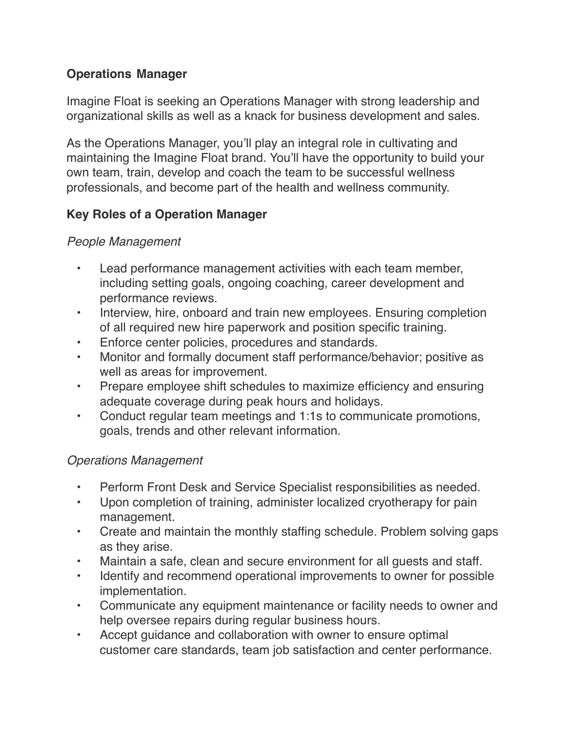**Operations Manager**

Imagine Float is seeking an Operations Manager with strong leadership and organizational skills as well as a knack for business development and sales.

As the Operations Manager, you'll play an integral role in cultivating and maintaining the Imagine Float brand. You'll have the opportunity to build your own team, train, develop and coach the team to be successful wellness professionals, and become part of the health and wellness community.

**Key Roles of a Operation Manager**

*People Management*

- Lead performance management activities with each team member, including setting goals, ongoing coaching, career development and performance reviews.
- Interview, hire, onboard and train new employees. Ensuring completion of all required new hire paperwork and position specific training.
- Enforce center policies, procedures and standards.
- Monitor and formally document staff performance/behavior; positive as well as areas for improvement.
- Prepare employee shift schedules to maximize efficiency and ensuring adequate coverage during peak hours and holidays.
- Conduct regular team meetings and 1:1s to communicate promotions, goals, trends and other relevant information.

*Operations Management*

- Perform Front Desk and Service Specialist responsibilities as needed.
- Upon completion of training, administer localized cryotherapy for pain management.
- Create and maintain the monthly staffing schedule. Problem solving gaps as they arise.
- Maintain a safe, clean and secure environment for all guests and staff.
- Identify and recommend operational improvements to owner for possible implementation.
- Communicate any equipment maintenance or facility needs to owner and help oversee repairs during regular business hours.
- Accept guidance and collaboration with owner to ensure optimal customer care standards, team job satisfaction and center performance.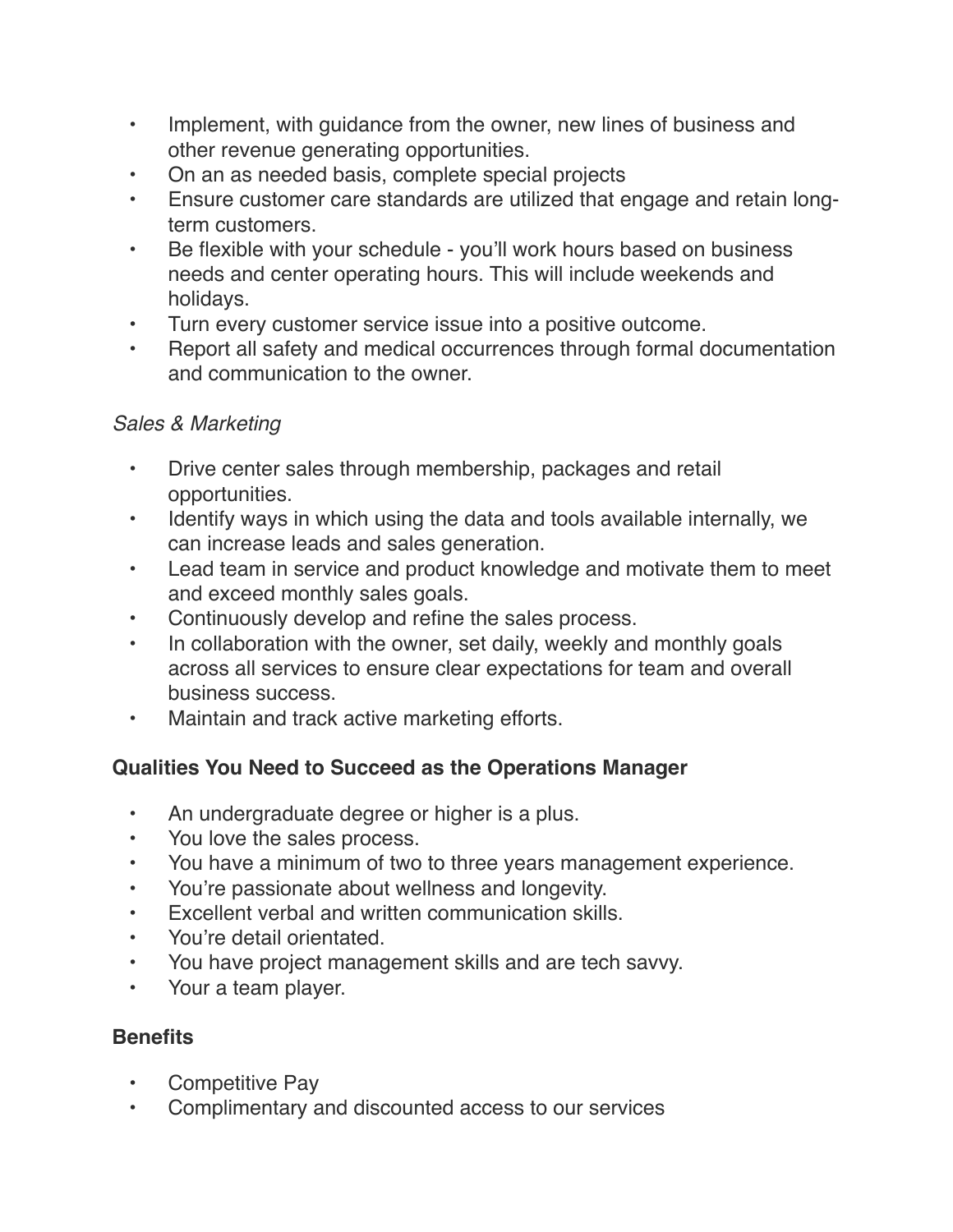- Implement, with guidance from the owner, new lines of business and other revenue generating opportunities.
- On an as needed basis, complete special projects
- Ensure customer care standards are utilized that engage and retain long-term customers.
- Be flexible with your schedule - you'll work hours based on business needs and center operating hours. This will include weekends and holidays.
- Turn every customer service issue into a positive outcome.
- Report all safety and medical occurrences through formal documentation and communication to the owner.

*Sales & Marketing*

- Drive center sales through membership, packages and retail opportunities.
- Identify ways in which using the data and tools available internally, we can increase leads and sales generation.
- Lead team in service and product knowledge and motivate them to meet and exceed monthly sales goals.
- Continuously develop and refine the sales process.
- In collaboration with the owner, set daily, weekly and monthly goals across all services to ensure clear expectations for team and overall business success.
- Maintain and track active marketing efforts.

**Qualities You Need to Succeed as the Operations Manager**

- An undergraduate degree or higher is a plus.
- You love the sales process.
- You have a minimum of two to three years management experience.
- You're passionate about wellness and longevity.
- Excellent verbal and written communication skills.
- You're detail orientated.
- You have project management skills and are tech savvy.
- Your a team player.

**Benefits**

- Competitive Pay
- Complimentary and discounted access to our services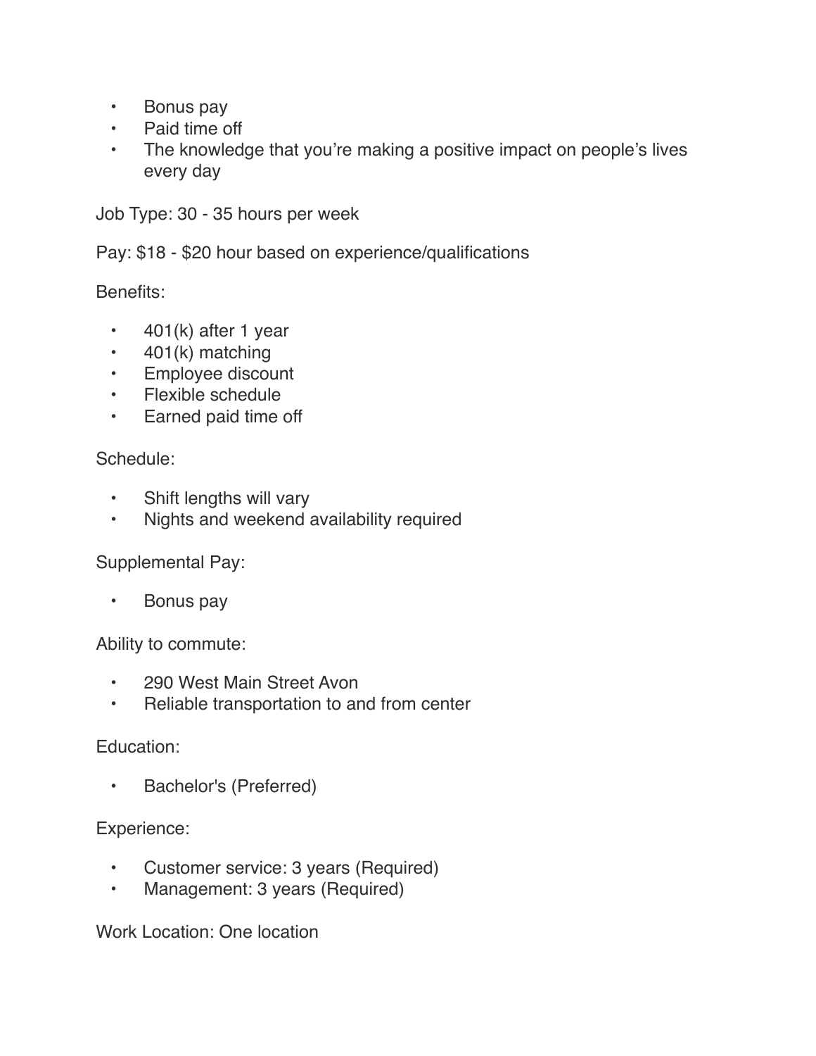- Bonus pay
- Paid time off
- The knowledge that you're making a positive impact on people's lives every day

Job Type: 30 - 35 hours per week

Pay: $18 - $20 hour based on experience/qualifications

Benefits:

- 401(k) after 1 year
- 401(k) matching
- Employee discount
- Flexible schedule
- Earned paid time off

Schedule:

- Shift lengths will vary
- Nights and weekend availability required

Supplemental Pay:

- Bonus pay

Ability to commute:

- 290 West Main Street Avon
- Reliable transportation to and from center

Education:

- Bachelor's (Preferred)

Experience:

- Customer service: 3 years (Required)
- Management: 3 years (Required)

Work Location: One location